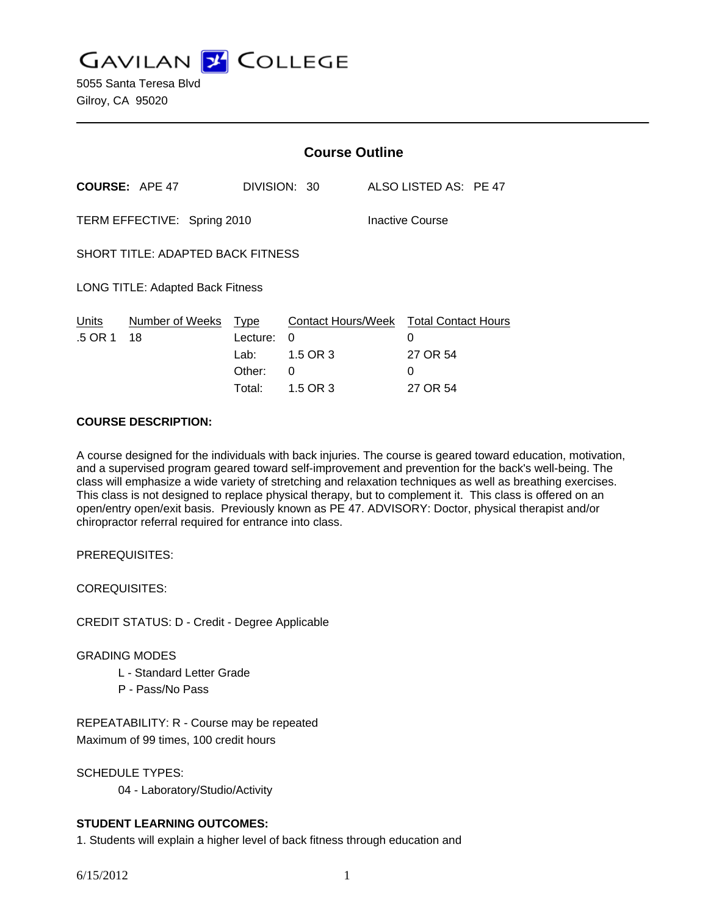# GAVILAN COLLEGE

5055 Santa Teresa Blvd
Gilroy, CA 95020

---

## Course Outline

**COURSE:** APE 47 DIVISION: 30 ALSO LISTED AS: PE 47

TERM EFFECTIVE: Spring 2010 Inactive Course

SHORT TITLE: ADAPTED BACK FITNESS

LONG TITLE: Adapted Back Fitness

| Units | Number of Weeks | Type | Contact Hours/Week | Total Contact Hours |
|---|---|---|---|---|
| .5 OR 1 | 18 | Lecture: | 0 | 0 |
| | | Lab: | 1.5 OR 3 | 27 OR 54 |
| | | Other: | 0 | 0 |
| | | Total: | 1.5 OR 3 | 27 OR 54 |

**COURSE DESCRIPTION:**

A course designed for the individuals with back injuries. The course is geared toward education, motivation, and a supervised program geared toward self-improvement and prevention for the back's well-being. The class will emphasize a wide variety of stretching and relaxation techniques as well as breathing exercises. This class is not designed to replace physical therapy, but to complement it. This class is offered on an open/entry open/exit basis. Previously known as PE 47. ADVISORY: Doctor, physical therapist and/or chiropractor referral required for entrance into class.

PREREQUISITES:

COREQUISITES:

CREDIT STATUS: D - Credit - Degree Applicable

GRADING MODES

- L - Standard Letter Grade
- P - Pass/No Pass

REPEATABILITY: R - Course may be repeated
Maximum of 99 times, 100 credit hours

SCHEDULE TYPES:

- 04 - Laboratory/Studio/Activity

**STUDENT LEARNING OUTCOMES:**

1. Students will explain a higher level of back fitness through education and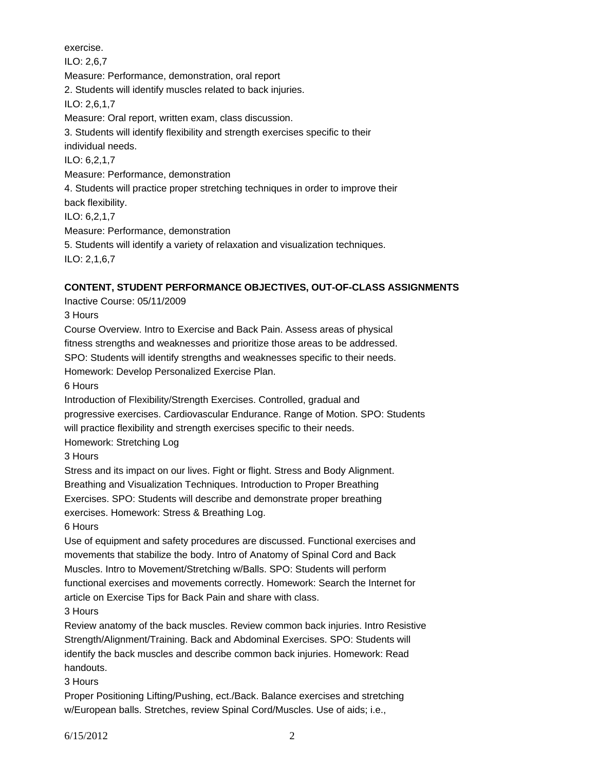exercise.

ILO: 2,6,7

Measure: Performance, demonstration, oral report

2. Students will identify muscles related to back injuries.

ILO: 2,6,1,7

Measure: Oral report, written exam, class discussion.

3. Students will identify flexibility and strength exercises specific to their individual needs.

ILO: 6,2,1,7

Measure: Performance, demonstration

4. Students will practice proper stretching techniques in order to improve their back flexibility.

ILO: 6,2,1,7

Measure: Performance, demonstration

5. Students will identify a variety of relaxation and visualization techniques.

ILO: 2,1,6,7

**CONTENT, STUDENT PERFORMANCE OBJECTIVES, OUT-OF-CLASS ASSIGNMENTS**

Inactive Course: 05/11/2009

3 Hours

Course Overview. Intro to Exercise and Back Pain. Assess areas of physical fitness strengths and weaknesses and prioritize those areas to be addressed. SPO: Students will identify strengths and weaknesses specific to their needs. Homework: Develop Personalized Exercise Plan.

6 Hours

Introduction of Flexibility/Strength Exercises. Controlled, gradual and progressive exercises. Cardiovascular Endurance. Range of Motion. SPO: Students will practice flexibility and strength exercises specific to their needs. Homework: Stretching Log

3 Hours

Stress and its impact on our lives. Fight or flight. Stress and Body Alignment. Breathing and Visualization Techniques. Introduction to Proper Breathing Exercises. SPO: Students will describe and demonstrate proper breathing exercises. Homework: Stress & Breathing Log.

6 Hours

Use of equipment and safety procedures are discussed. Functional exercises and movements that stabilize the body. Intro of Anatomy of Spinal Cord and Back Muscles. Intro to Movement/Stretching w/Balls. SPO: Students will perform functional exercises and movements correctly. Homework: Search the Internet for article on Exercise Tips for Back Pain and share with class.

3 Hours

Review anatomy of the back muscles. Review common back injuries. Intro Resistive Strength/Alignment/Training. Back and Abdominal Exercises. SPO: Students will identify the back muscles and describe common back injuries. Homework: Read handouts.

3 Hours

Proper Positioning Lifting/Pushing, ect./Back. Balance exercises and stretching w/European balls. Stretches, review Spinal Cord/Muscles. Use of aids; i.e.,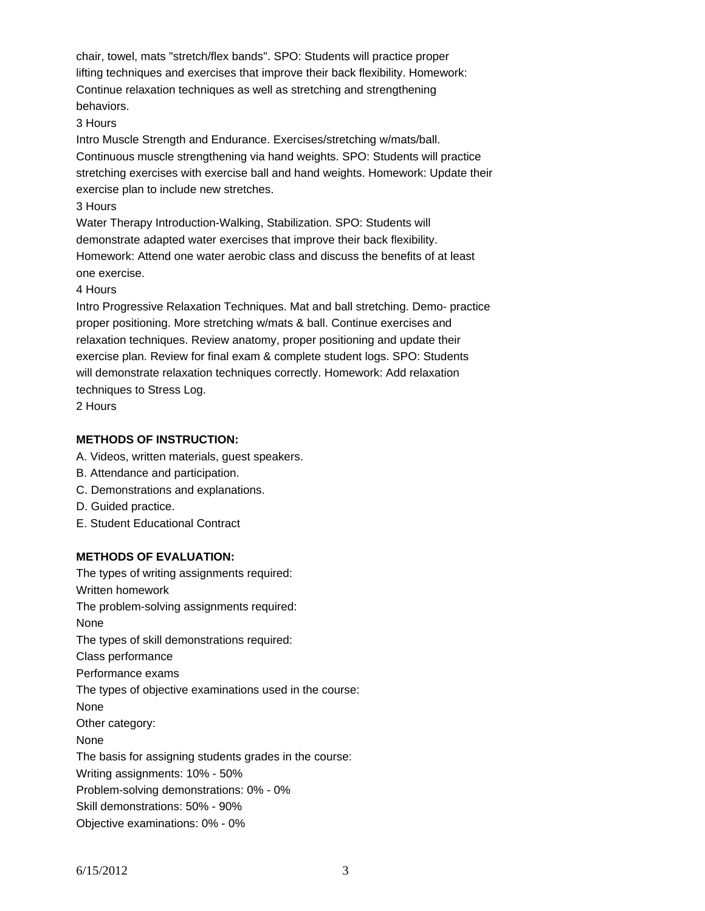chair, towel, mats "stretch/flex bands". SPO: Students will practice proper lifting techniques and exercises that improve their back flexibility. Homework: Continue relaxation techniques as well as stretching and strengthening behaviors.

3 Hours

Intro Muscle Strength and Endurance. Exercises/stretching w/mats/ball. Continuous muscle strengthening via hand weights. SPO: Students will practice stretching exercises with exercise ball and hand weights. Homework: Update their exercise plan to include new stretches.

3 Hours

Water Therapy Introduction-Walking, Stabilization. SPO: Students will demonstrate adapted water exercises that improve their back flexibility. Homework: Attend one water aerobic class and discuss the benefits of at least one exercise.

4 Hours

Intro Progressive Relaxation Techniques. Mat and ball stretching. Demo- practice proper positioning. More stretching w/mats & ball. Continue exercises and relaxation techniques. Review anatomy, proper positioning and update their exercise plan. Review for final exam & complete student logs. SPO: Students will demonstrate relaxation techniques correctly. Homework: Add relaxation techniques to Stress Log.

2 Hours

**METHODS OF INSTRUCTION:**

A. Videos, written materials, guest speakers.
B. Attendance and participation.
C. Demonstrations and explanations.
D. Guided practice.
E. Student Educational Contract

**METHODS OF EVALUATION:**

The types of writing assignments required:
Written homework
The problem-solving assignments required:
None
The types of skill demonstrations required:
Class performance
Performance exams
The types of objective examinations used in the course:
None
Other category:
None
The basis for assigning students grades in the course:
Writing assignments: 10% - 50%
Problem-solving demonstrations: 0% - 0%
Skill demonstrations: 50% - 90%
Objective examinations: 0% - 0%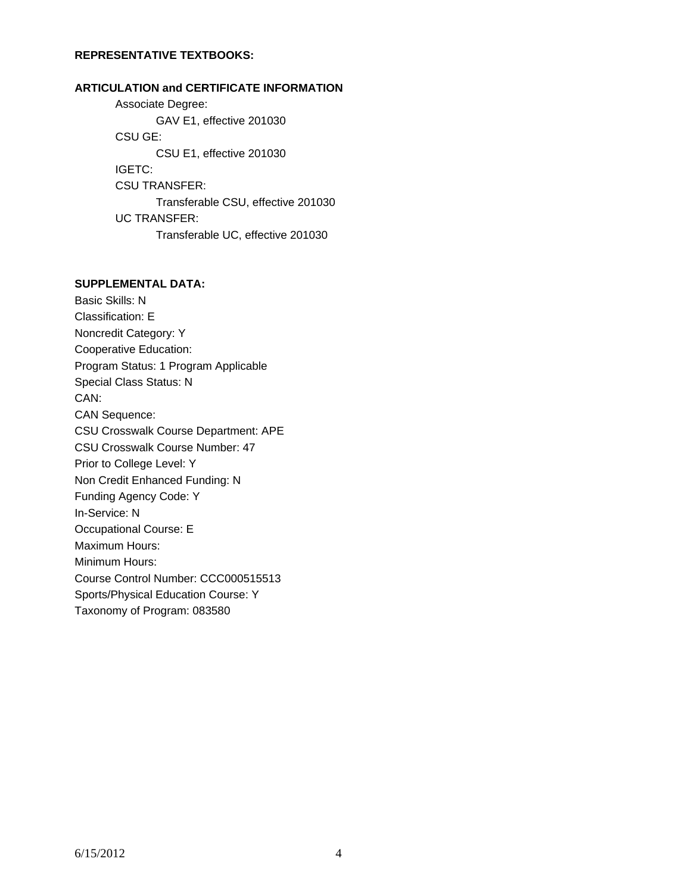**REPRESENTATIVE TEXTBOOKS:**

**ARTICULATION and CERTIFICATE INFORMATION**

Associate Degree:

GAV E1, effective 201030

CSU GE:

CSU E1, effective 201030

IGETC:

CSU TRANSFER:

Transferable CSU, effective 201030

UC TRANSFER:

Transferable UC, effective 201030

**SUPPLEMENTAL DATA:**

Basic Skills: N
Classification: E
Noncredit Category: Y
Cooperative Education:
Program Status: 1 Program Applicable
Special Class Status: N
CAN:
CAN Sequence:
CSU Crosswalk Course Department: APE
CSU Crosswalk Course Number: 47
Prior to College Level: Y
Non Credit Enhanced Funding: N
Funding Agency Code: Y
In-Service: N
Occupational Course: E
Maximum Hours:
Minimum Hours:
Course Control Number: CCC000515513
Sports/Physical Education Course: Y
Taxonomy of Program: 083580